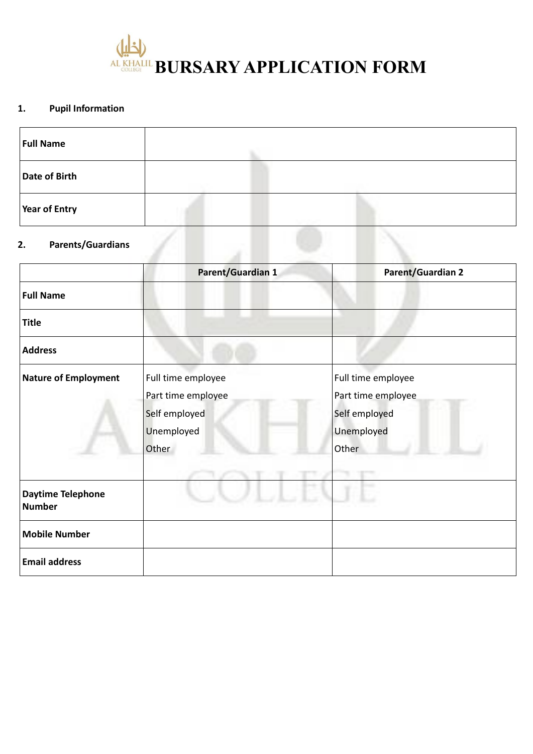# BURSARY APPLICATION FORM

## 1. Pupil Information

| | |
|---|---|
| **Full Name** | |
| **Date of Birth** | |
| **Year of Entry** | |

## 2. Parents/Guardians

| | **Parent/Guardian 1** | **Parent/Guardian 2** |
|---|---|---|
| **Full Name** | | |
| **Title** | | |
| **Address** | | |
| **Nature of Employment** | Full time employee<br>Part time employee<br>Self employed<br>Unemployed<br>Other | Full time employee<br>Part time employee<br>Self employed<br>Unemployed<br>Other |
| **Daytime Telephone Number** | | |
| **Mobile Number** | | |
| **Email address** | | |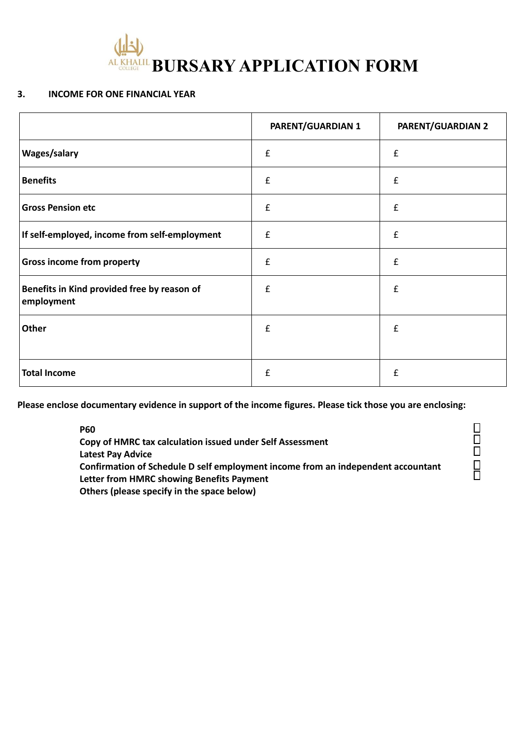# BURSARY APPLICATION FORM

**3. INCOME FOR ONE FINANCIAL YEAR**

| | PARENT/GUARDIAN 1 | PARENT/GUARDIAN 2 |
|---|---|---|
| **Wages/salary** | £ | £ |
| **Benefits** | £ | £ |
| **Gross Pension etc** | £ | £ |
| **If self-employed, income from self-employment** | £ | £ |
| **Gross income from property** | £ | £ |
| **Benefits in Kind provided free by reason of employment** | £ | £ |
| **Other** | £ | £ |
| **Total Income** | £ | £ |

**Please enclose documentary evidence in support of the income figures. Please tick those you are enclosing:**

- **P60** ☐
- **Copy of HMRC tax calculation issued under Self Assessment** ☐
- **Latest Pay Advice** ☐
- **Confirmation of Schedule D self employment income from an independent accountant** ☐
- **Letter from HMRC showing Benefits Payment** ☐
- **Others (please specify in the space below)**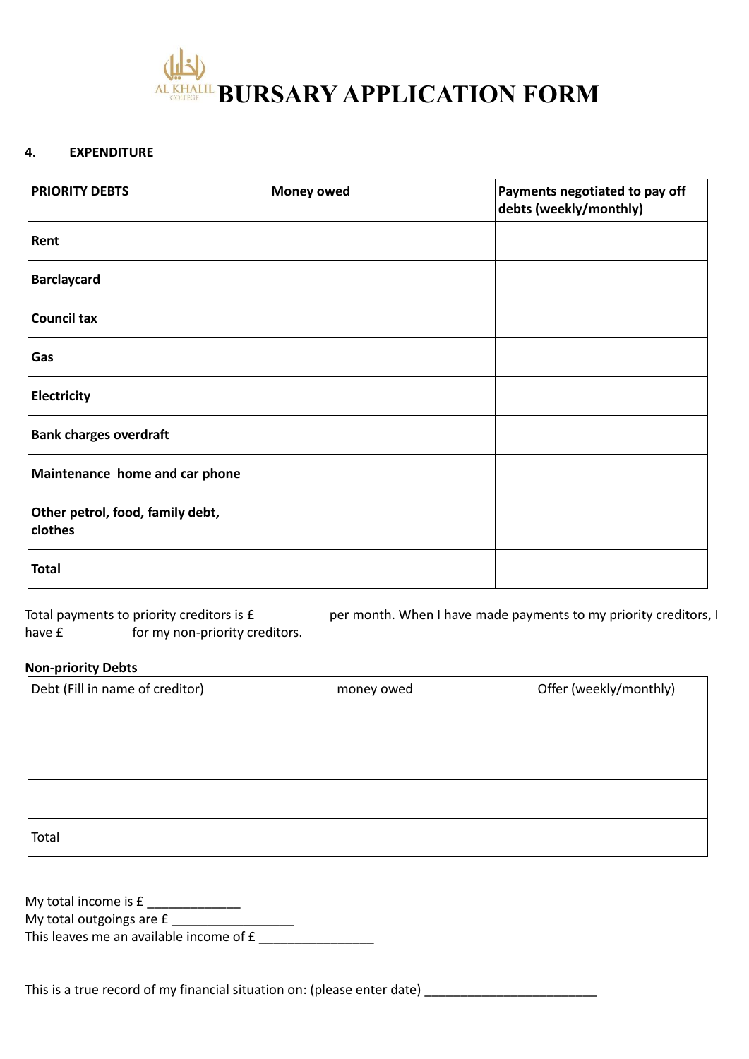# BURSARY APPLICATION FORM

**4. EXPENDITURE**

| PRIORITY DEBTS | Money owed | Payments negotiated to pay off debts (weekly/monthly) |
| --- | --- | --- |
| **Rent** | | |
| **Barclaycard** | | |
| **Council tax** | | |
| **Gas** | | |
| **Electricity** | | |
| **Bank charges overdraft** | | |
| **Maintenance home and car phone** | | |
| **Other petrol, food, family debt, clothes** | | |
| **Total** | | |

Total payments to priority creditors is £ per month. When I have made payments to my priority creditors, I have £ for my non-priority creditors.

**Non-priority Debts**

| Debt (Fill in name of creditor) | money owed | Offer (weekly/monthly) |
| --- | --- | --- |
| | | |
| | | |
| | | |
| Total | | |

My total income is £ _____________
My total outgoings are £ _________________
This leaves me an available income of £ ________________

This is a true record of my financial situation on: (please enter date) ________________________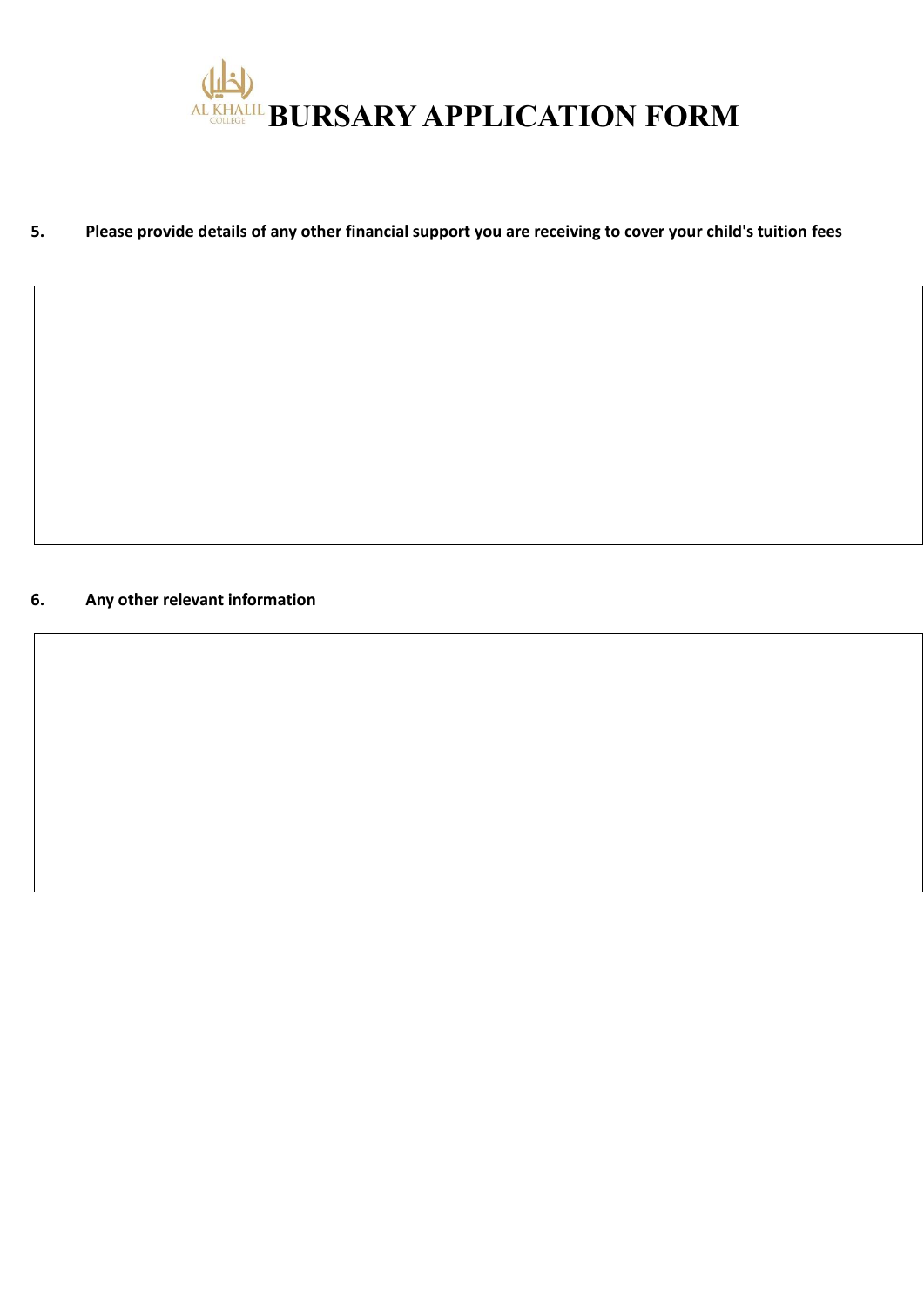# BURSARY APPLICATION FORM

**5. Please provide details of any other financial support you are receiving to cover your child's tuition fees**

**6. Any other relevant information**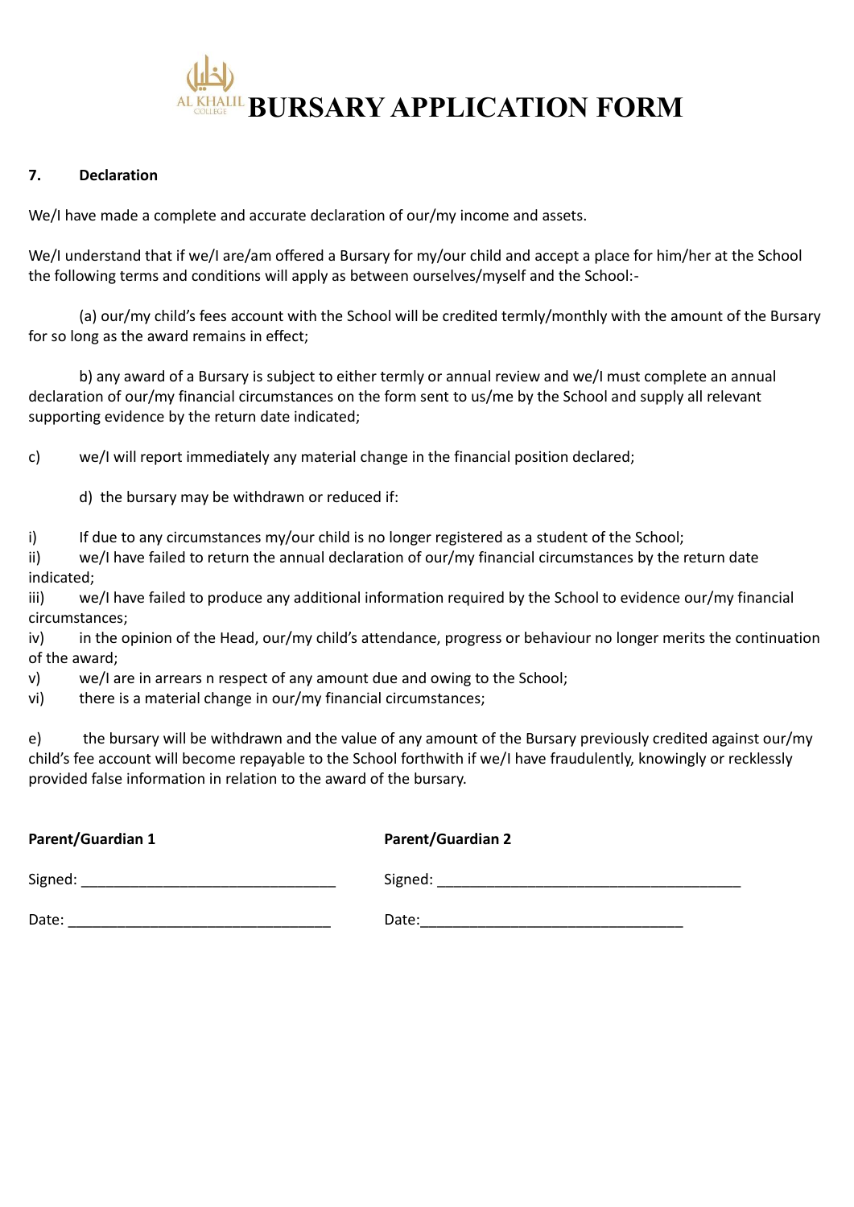# BURSARY APPLICATION FORM

**7. Declaration**

We/I have made a complete and accurate declaration of our/my income and assets.

We/I understand that if we/I are/am offered a Bursary for my/our child and accept a place for him/her at the School the following terms and conditions will apply as between ourselves/myself and the School:-

(a) our/my child's fees account with the School will be credited termly/monthly with the amount of the Bursary for so long as the award remains in effect;

b) any award of a Bursary is subject to either termly or annual review and we/I must complete an annual declaration of our/my financial circumstances on the form sent to us/me by the School and supply all relevant supporting evidence by the return date indicated;

c) we/I will report immediately any material change in the financial position declared;

d) the bursary may be withdrawn or reduced if:

i) If due to any circumstances my/our child is no longer registered as a student of the School;
ii) we/I have failed to return the annual declaration of our/my financial circumstances by the return date indicated;
iii) we/I have failed to produce any additional information required by the School to evidence our/my financial circumstances;
iv) in the opinion of the Head, our/my child's attendance, progress or behaviour no longer merits the continuation of the award;
v) we/I are in arrears n respect of any amount due and owing to the School;
vi) there is a material change in our/my financial circumstances;

e) the bursary will be withdrawn and the value of any amount of the Bursary previously credited against our/my child's fee account will become repayable to the School forthwith if we/I have fraudulently, knowingly or recklessly provided false information in relation to the award of the bursary.

| **Parent/Guardian 1** | **Parent/Guardian 2** |
|---|---|
| Signed: ______________________________ | Signed: ____________________________________ |
| Date: _______________________________ | Date:_______________________________ |